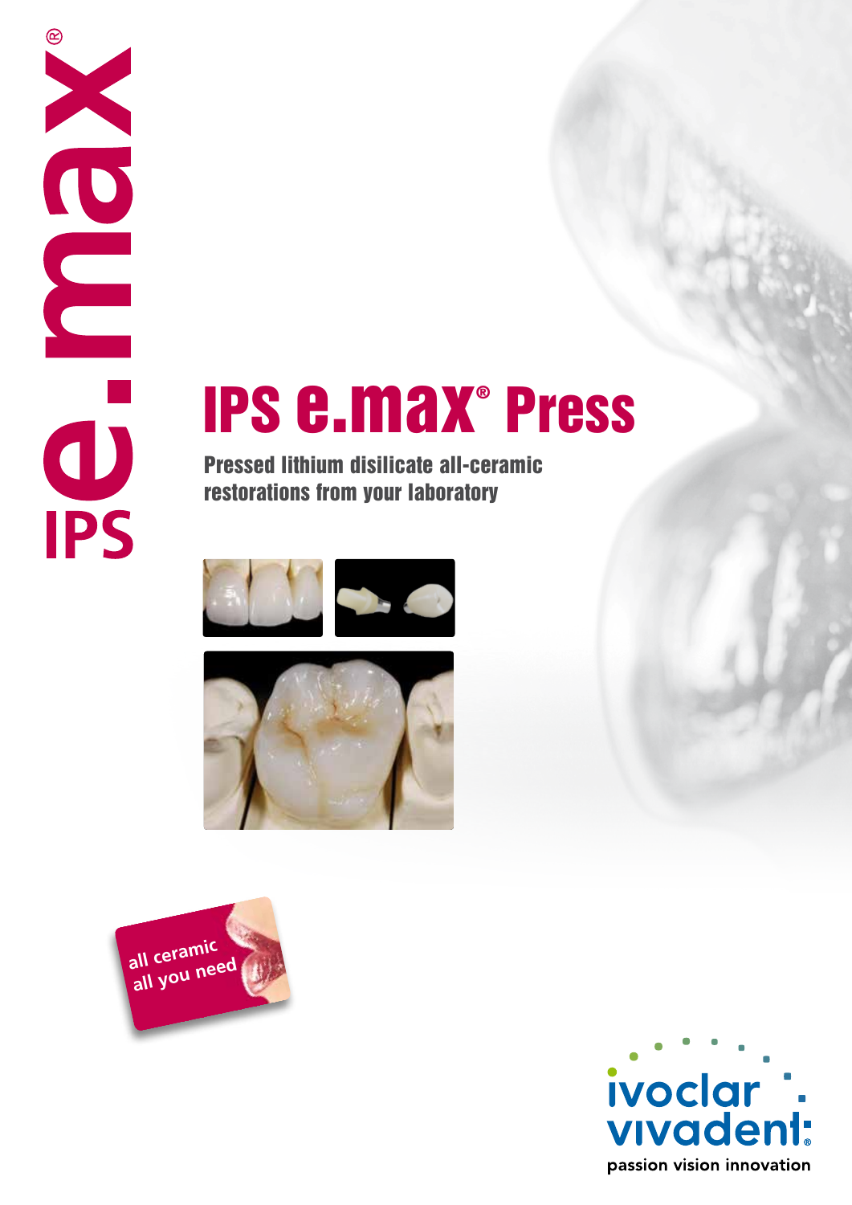IPS e.max®

# IPS e.max® Press

## Pressed lithium disilicate all-ceramic restorations from your laboratory

all ceramic
all you need

ivoclar vivadent®
passion vision innovation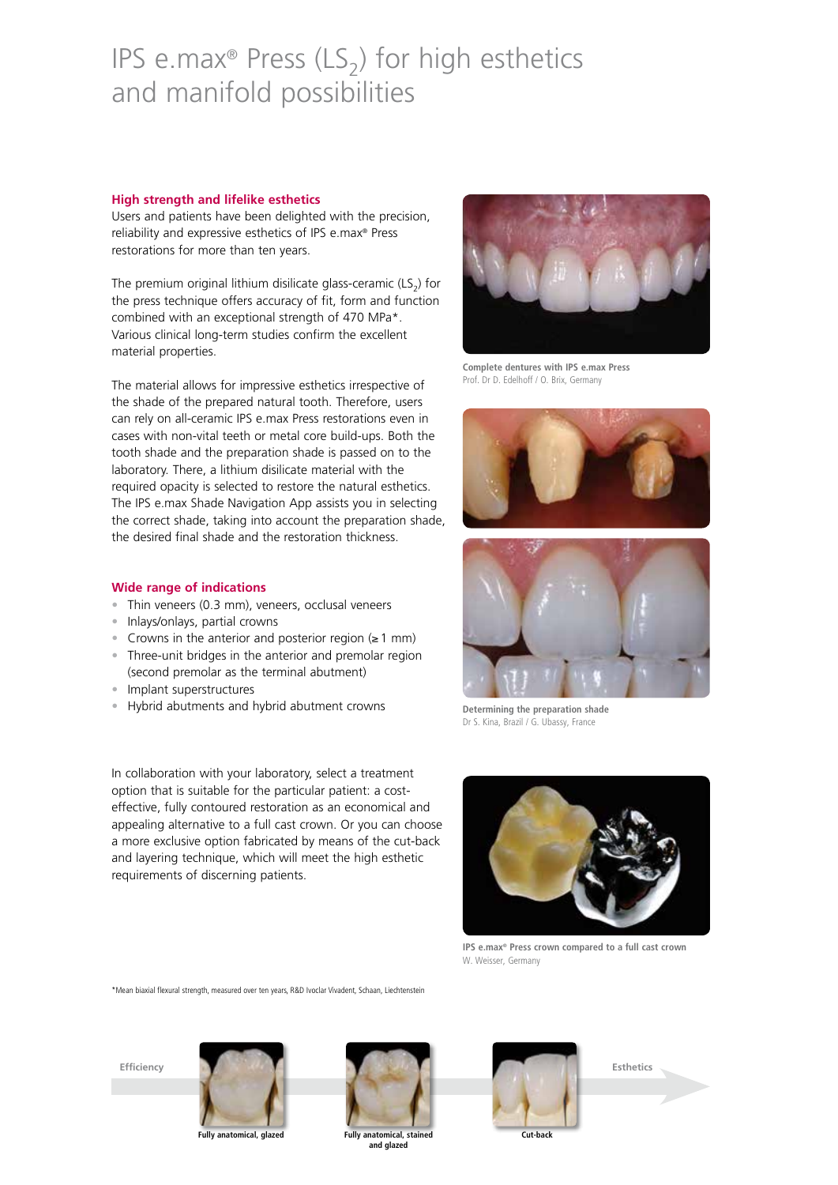# IPS e.max® Press ($LS_2$) for high esthetics and manifold possibilities

### High strength and lifelike esthetics

Users and patients have been delighted with the precision, reliability and expressive esthetics of IPS e.max® Press restorations for more than ten years.

The premium original lithium disilicate glass-ceramic ($LS_2$) for the press technique offers accuracy of fit, form and function combined with an exceptional strength of 470 MPa*. Various clinical long-term studies confirm the excellent material properties.

The material allows for impressive esthetics irrespective of the shade of the prepared natural tooth. Therefore, users can rely on all-ceramic IPS e.max Press restorations even in cases with non-vital teeth or metal core build-ups. Both the tooth shade and the preparation shade is passed on to the laboratory. There, a lithium disilicate material with the required opacity is selected to restore the natural esthetics. The IPS e.max Shade Navigation App assists you in selecting the correct shade, taking into account the preparation shade, the desired final shade and the restoration thickness.

**Complete dentures with IPS e.max Press**
Prof. Dr D. Edelhoff / O. Brix, Germany

**Determining the preparation shade**
Dr S. Kina, Brazil / G. Ubassy, France

### Wide range of indications

- Thin veneers (0.3 mm), veneers, occlusal veneers
- Inlays/onlays, partial crowns
- Crowns in the anterior and posterior region (≥ 1 mm)
- Three-unit bridges in the anterior and premolar region (second premolar as the terminal abutment)
- Implant superstructures
- Hybrid abutments and hybrid abutment crowns

In collaboration with your laboratory, select a treatment option that is suitable for the particular patient: a cost-effective, fully contoured restoration as an economical and appealing alternative to a full cast crown. Or you can choose a more exclusive option fabricated by means of the cut-back and layering technique, which will meet the high esthetic requirements of discerning patients.

**IPS e.max® Press crown compared to a full cast crown**
W. Weisser, Germany

*Mean biaxial flexural strength, measured over ten years, R&D Ivoclar Vivadent, Schaan, Liechtenstein

Efficiency → Esthetics

**Fully anatomical, glazed** | **Fully anatomical, stained and glazed** | **Cut-back**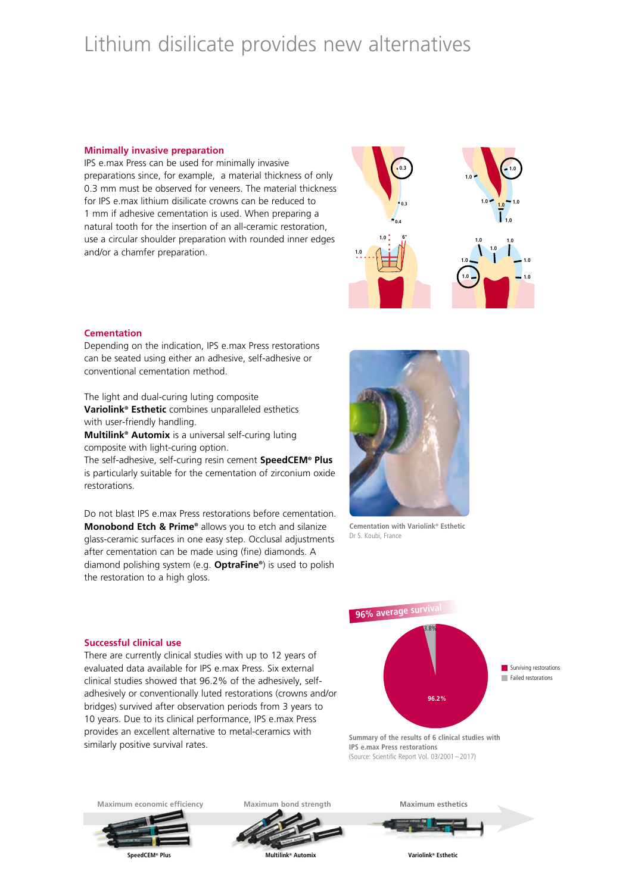# Lithium disilicate provides new alternatives

### Minimally invasive preparation

IPS e.max Press can be used for minimally invasive preparations since, for example, a material thickness of only 0.3 mm must be observed for veneers. The material thickness for IPS e.max lithium disilicate crowns can be reduced to 1 mm if adhesive cementation is used. When preparing a natural tooth for the insertion of an all-ceramic restoration, use a circular shoulder preparation with rounded inner edges and/or a chamfer preparation.

### Cementation

Depending on the indication, IPS e.max Press restorations can be seated using either an adhesive, self-adhesive or conventional cementation method.

The light and dual-curing luting composite **Variolink® Esthetic** combines unparalleled esthetics with user-friendly handling.
**Multilink® Automix** is a universal self-curing luting composite with light-curing option.
The self-adhesive, self-curing resin cement **SpeedCEM® Plus** is particularly suitable for the cementation of zirconium oxide restorations.

Do not blast IPS e.max Press restorations before cementation. **Monobond Etch & Prime®** allows you to etch and silanize glass-ceramic surfaces in one easy step. Occlusal adjustments after cementation can be made using (fine) diamonds. A diamond polishing system (e.g. **OptraFine®**) is used to polish the restoration to a high gloss.

**Cementation with Variolink® Esthetic**
Dr S. Koubi, France

### Successful clinical use

There are currently clinical studies with up to 12 years of evaluated data available for IPS e.max Press. Six external clinical studies showed that 96.2% of the adhesively, self-adhesively or conventionally luted restorations (crowns and/or bridges) survived after observation periods from 3 years to 10 years. Due to its clinical performance, IPS e.max Press provides an excellent alternative to metal-ceramics with similarly positive survival rates.

**96% average survival**

- Surviving restorations: 96.2%
- Failed restorations: 3.8%

**Summary of the results of 6 clinical studies with IPS e.max Press restorations**
(Source: Scientific Report Vol. 03/2001 – 2017)

| Maximum economic efficiency | Maximum bond strength | Maximum esthetics |
| --- | --- | --- |
| SpeedCEM® Plus | Multilink® Automix | Variolink® Esthetic |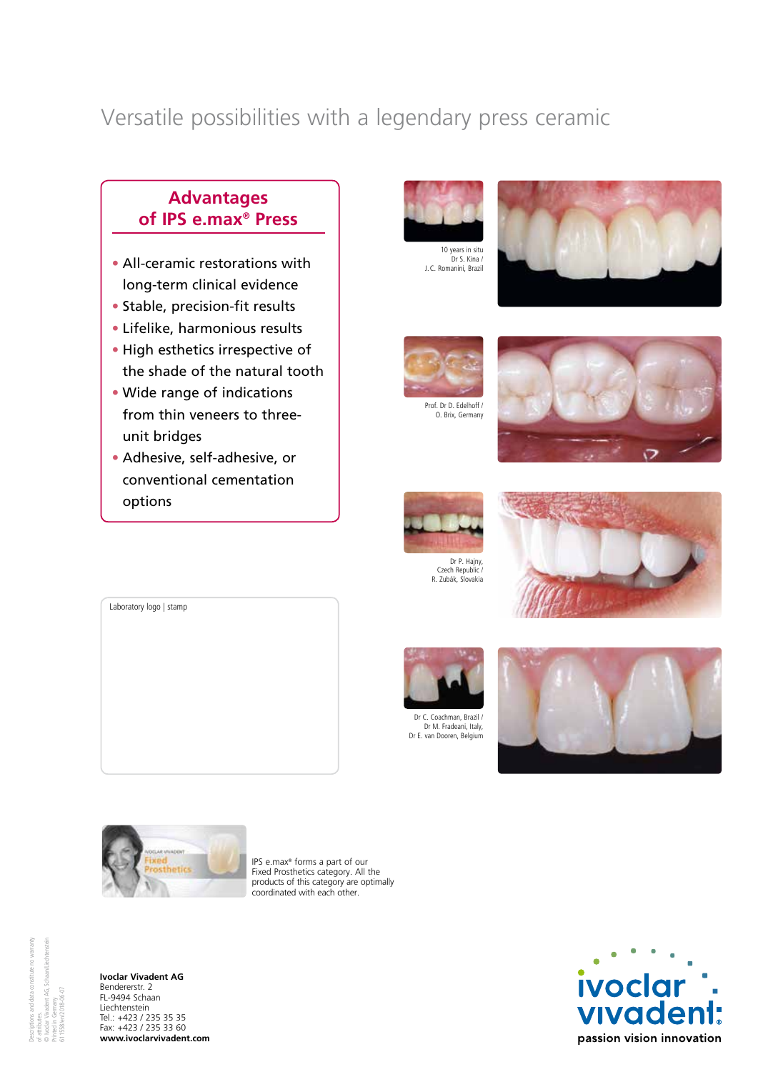# Versatile possibilities with a legendary press ceramic

## Advantages of IPS e.max® Press

- All-ceramic restorations with long-term clinical evidence
- Stable, precision-fit results
- Lifelike, harmonious results
- High esthetics irrespective of the shade of the natural tooth
- Wide range of indications from thin veneers to three-unit bridges
- Adhesive, self-adhesive, or conventional cementation options

10 years in situ
Dr S. Kina / J.C. Romanini, Brazil

Prof. Dr D. Edelhoff / O. Brix, Germany

Dr P. Hajny, Czech Republic / R. Zubák, Slovakia

Dr C. Coachman, Brazil / Dr M. Fradeani, Italy, Dr E. van Dooren, Belgium

Laboratory logo | stamp

IPS e.max® forms a part of our Fixed Prosthetics category. All the products of this category are optimally coordinated with each other.

**Ivoclar Vivadent AG**
Bendererstr. 2
FL-9494 Schaan
Liechtenstein
Tel.: +423 / 235 35 35
Fax: +423 / 235 33 60
**www.ivoclarvivadent.com**

ivoclar vivadent
passion vision innovation

Descriptions and data constitute no warranty of attributes.
© Ivoclar Vivadent AG, Schaan/Liechtenstein
Printed in Germany
611558/en/2018-06-07